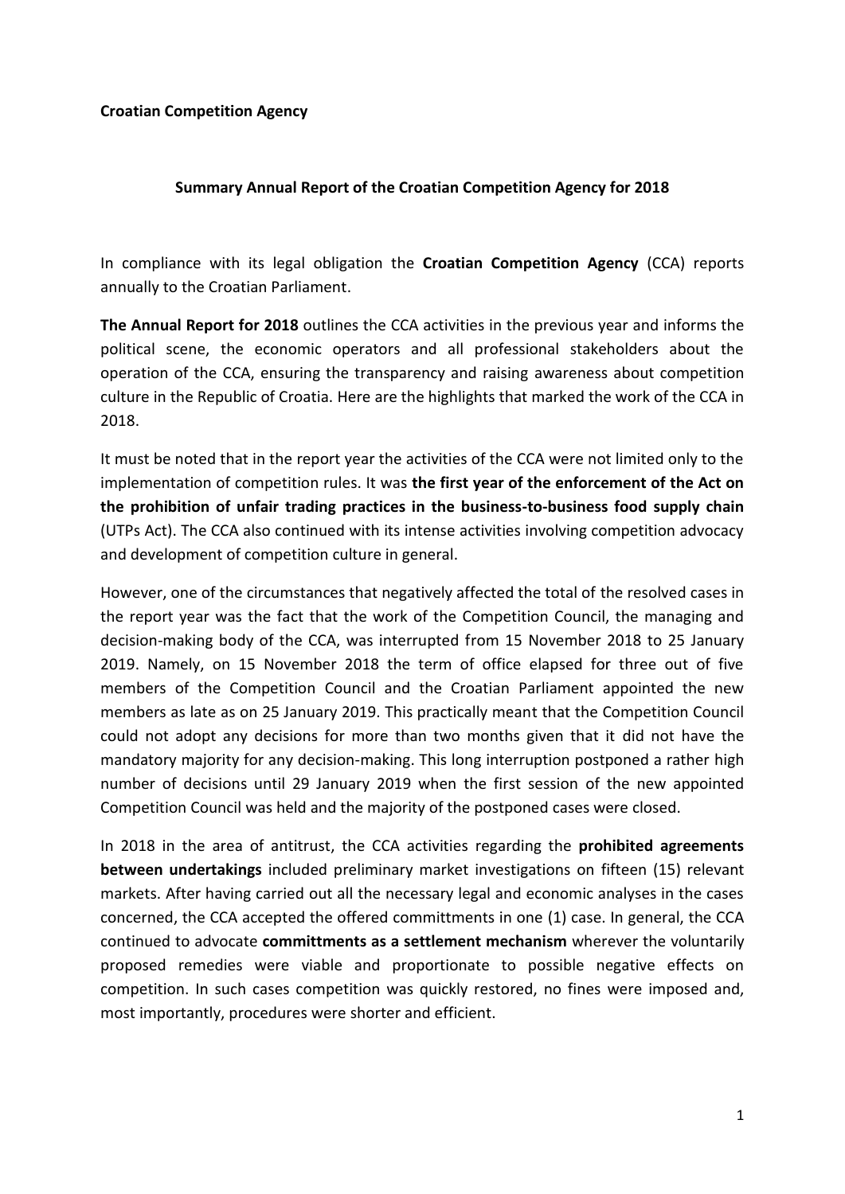**Croatian Competition Agency**

## Summary Annual Report of the Croatian Competition Agency for 2018

In compliance with its legal obligation the **Croatian Competition Agency** (CCA) reports annually to the Croatian Parliament.

**The Annual Report for 2018** outlines the CCA activities in the previous year and informs the political scene, the economic operators and all professional stakeholders about the operation of the CCA, ensuring the transparency and raising awareness about competition culture in the Republic of Croatia. Here are the highlights that marked the work of the CCA in 2018.

It must be noted that in the report year the activities of the CCA were not limited only to the implementation of competition rules. It was **the first year of the enforcement of the Act on the prohibition of unfair trading practices in the business-to-business food supply chain** (UTPs Act). The CCA also continued with its intense activities involving competition advocacy and development of competition culture in general.

However, one of the circumstances that negatively affected the total of the resolved cases in the report year was the fact that the work of the Competition Council, the managing and decision-making body of the CCA, was interrupted from 15 November 2018 to 25 January 2019. Namely, on 15 November 2018 the term of office elapsed for three out of five members of the Competition Council and the Croatian Parliament appointed the new members as late as on 25 January 2019. This practically meant that the Competition Council could not adopt any decisions for more than two months given that it did not have the mandatory majority for any decision-making. This long interruption postponed a rather high number of decisions until 29 January 2019 when the first session of the new appointed Competition Council was held and the majority of the postponed cases were closed.

In 2018 in the area of antitrust, the CCA activities regarding the **prohibited agreements between undertakings** included preliminary market investigations on fifteen (15) relevant markets. After having carried out all the necessary legal and economic analyses in the cases concerned, the CCA accepted the offered committments in one (1) case. In general, the CCA continued to advocate **committments as a settlement mechanism** wherever the voluntarily proposed remedies were viable and proportionate to possible negative effects on competition. In such cases competition was quickly restored, no fines were imposed and, most importantly, procedures were shorter and efficient.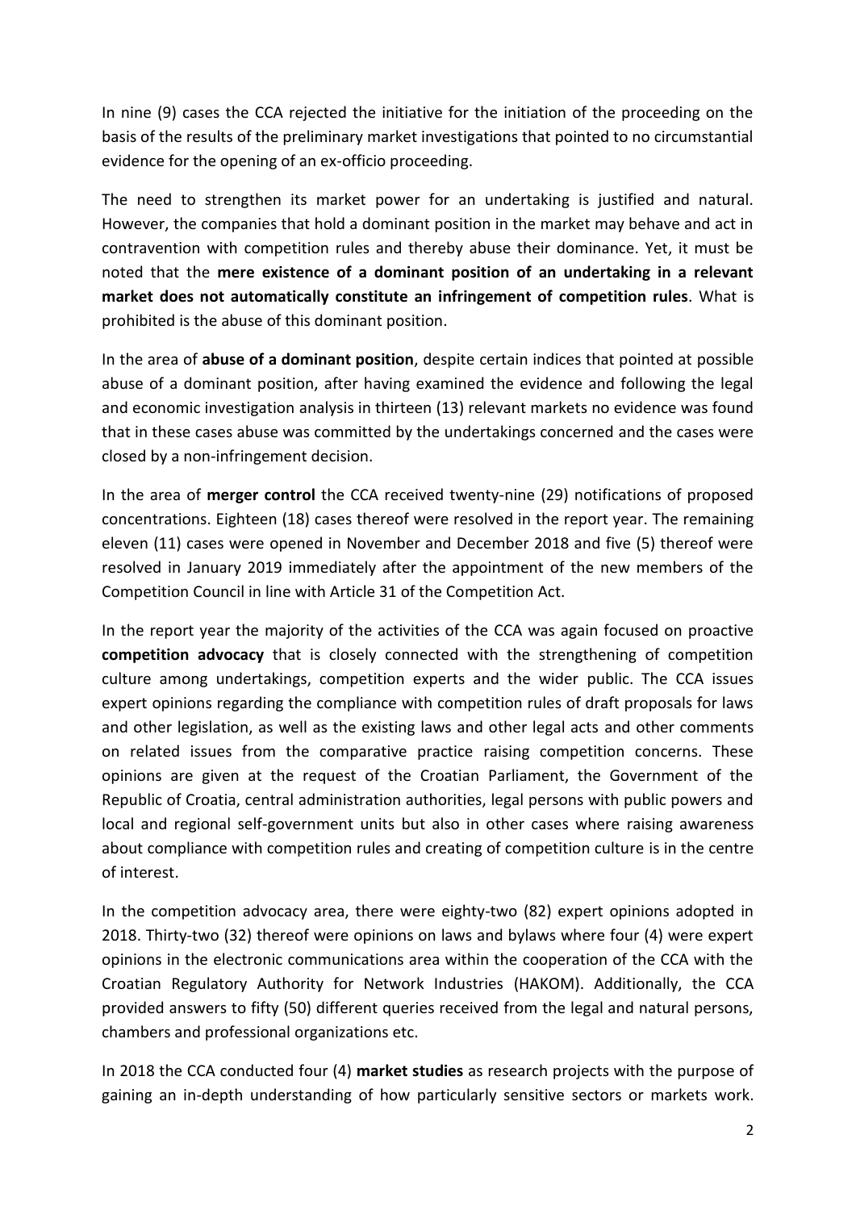In nine (9) cases the CCA rejected the initiative for the initiation of the proceeding on the basis of the results of the preliminary market investigations that pointed to no circumstantial evidence for the opening of an ex-officio proceeding.

The need to strengthen its market power for an undertaking is justified and natural. However, the companies that hold a dominant position in the market may behave and act in contravention with competition rules and thereby abuse their dominance. Yet, it must be noted that the **mere existence of a dominant position of an undertaking in a relevant market does not automatically constitute an infringement of competition rules**. What is prohibited is the abuse of this dominant position.

In the area of **abuse of a dominant position**, despite certain indices that pointed at possible abuse of a dominant position, after having examined the evidence and following the legal and economic investigation analysis in thirteen (13) relevant markets no evidence was found that in these cases abuse was committed by the undertakings concerned and the cases were closed by a non-infringement decision.

In the area of **merger control** the CCA received twenty-nine (29) notifications of proposed concentrations. Eighteen (18) cases thereof were resolved in the report year. The remaining eleven (11) cases were opened in November and December 2018 and five (5) thereof were resolved in January 2019 immediately after the appointment of the new members of the Competition Council in line with Article 31 of the Competition Act.

In the report year the majority of the activities of the CCA was again focused on proactive **competition advocacy** that is closely connected with the strengthening of competition culture among undertakings, competition experts and the wider public. The CCA issues expert opinions regarding the compliance with competition rules of draft proposals for laws and other legislation, as well as the existing laws and other legal acts and other comments on related issues from the comparative practice raising competition concerns. These opinions are given at the request of the Croatian Parliament, the Government of the Republic of Croatia, central administration authorities, legal persons with public powers and local and regional self-government units but also in other cases where raising awareness about compliance with competition rules and creating of competition culture is in the centre of interest.

In the competition advocacy area, there were eighty-two (82) expert opinions adopted in 2018. Thirty-two (32) thereof were opinions on laws and bylaws where four (4) were expert opinions in the electronic communications area within the cooperation of the CCA with the Croatian Regulatory Authority for Network Industries (HAKOM). Additionally, the CCA provided answers to fifty (50) different queries received from the legal and natural persons, chambers and professional organizations etc.

In 2018 the CCA conducted four (4) **market studies** as research projects with the purpose of gaining an in-depth understanding of how particularly sensitive sectors or markets work.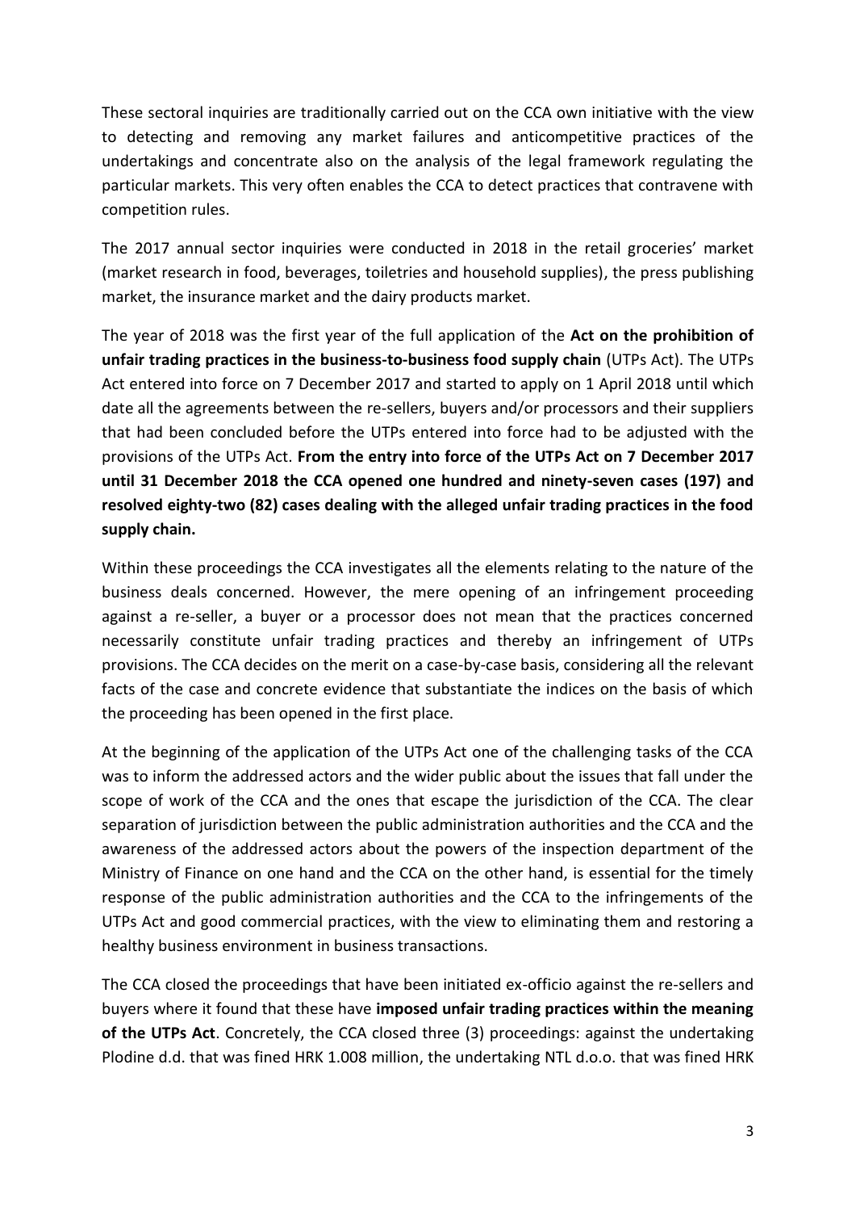These sectoral inquiries are traditionally carried out on the CCA own initiative with the view to detecting and removing any market failures and anticompetitive practices of the undertakings and concentrate also on the analysis of the legal framework regulating the particular markets. This very often enables the CCA to detect practices that contravene with competition rules.

The 2017 annual sector inquiries were conducted in 2018 in the retail groceries' market (market research in food, beverages, toiletries and household supplies), the press publishing market, the insurance market and the dairy products market.

The year of 2018 was the first year of the full application of the **Act on the prohibition of unfair trading practices in the business-to-business food supply chain** (UTPs Act). The UTPs Act entered into force on 7 December 2017 and started to apply on 1 April 2018 until which date all the agreements between the re-sellers, buyers and/or processors and their suppliers that had been concluded before the UTPs entered into force had to be adjusted with the provisions of the UTPs Act. **From the entry into force of the UTPs Act on 7 December 2017 until 31 December 2018 the CCA opened one hundred and ninety-seven cases (197) and resolved eighty-two (82) cases dealing with the alleged unfair trading practices in the food supply chain.**

Within these proceedings the CCA investigates all the elements relating to the nature of the business deals concerned. However, the mere opening of an infringement proceeding against a re-seller, a buyer or a processor does not mean that the practices concerned necessarily constitute unfair trading practices and thereby an infringement of UTPs provisions. The CCA decides on the merit on a case-by-case basis, considering all the relevant facts of the case and concrete evidence that substantiate the indices on the basis of which the proceeding has been opened in the first place.

At the beginning of the application of the UTPs Act one of the challenging tasks of the CCA was to inform the addressed actors and the wider public about the issues that fall under the scope of work of the CCA and the ones that escape the jurisdiction of the CCA. The clear separation of jurisdiction between the public administration authorities and the CCA and the awareness of the addressed actors about the powers of the inspection department of the Ministry of Finance on one hand and the CCA on the other hand, is essential for the timely response of the public administration authorities and the CCA to the infringements of the UTPs Act and good commercial practices, with the view to eliminating them and restoring a healthy business environment in business transactions.

The CCA closed the proceedings that have been initiated ex-officio against the re-sellers and buyers where it found that these have **imposed unfair trading practices within the meaning of the UTPs Act**. Concretely, the CCA closed three (3) proceedings: against the undertaking Plodine d.d. that was fined HRK 1.008 million, the undertaking NTL d.o.o. that was fined HRK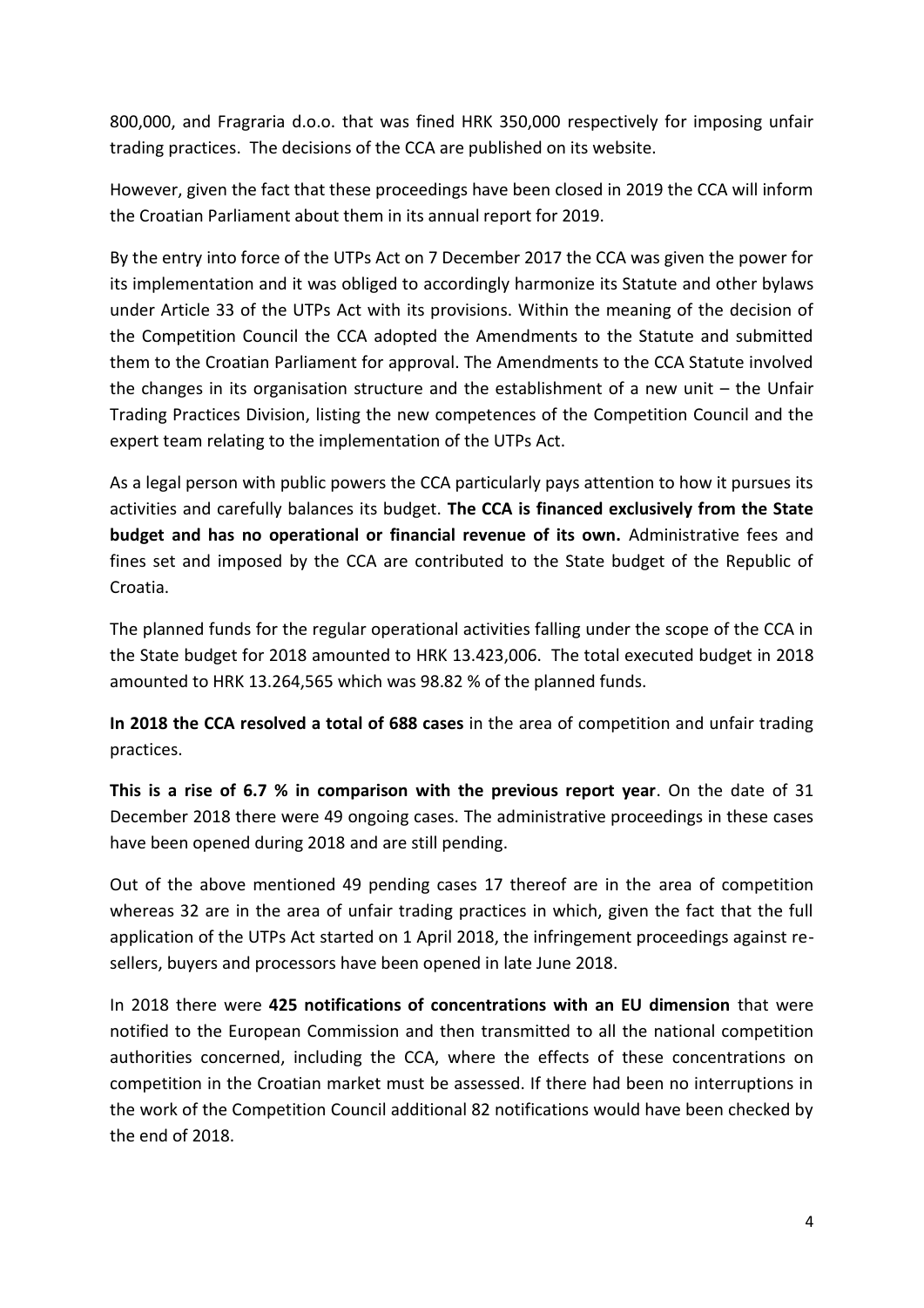800,000, and Fragraria d.o.o. that was fined HRK 350,000 respectively for imposing unfair trading practices. The decisions of the CCA are published on its website.

However, given the fact that these proceedings have been closed in 2019 the CCA will inform the Croatian Parliament about them in its annual report for 2019.

By the entry into force of the UTPs Act on 7 December 2017 the CCA was given the power for its implementation and it was obliged to accordingly harmonize its Statute and other bylaws under Article 33 of the UTPs Act with its provisions. Within the meaning of the decision of the Competition Council the CCA adopted the Amendments to the Statute and submitted them to the Croatian Parliament for approval. The Amendments to the CCA Statute involved the changes in its organisation structure and the establishment of a new unit – the Unfair Trading Practices Division, listing the new competences of the Competition Council and the expert team relating to the implementation of the UTPs Act.

As a legal person with public powers the CCA particularly pays attention to how it pursues its activities and carefully balances its budget. **The CCA is financed exclusively from the State budget and has no operational or financial revenue of its own.** Administrative fees and fines set and imposed by the CCA are contributed to the State budget of the Republic of Croatia.

The planned funds for the regular operational activities falling under the scope of the CCA in the State budget for 2018 amounted to HRK 13.423,006. The total executed budget in 2018 amounted to HRK 13.264,565 which was 98.82 % of the planned funds.

**In 2018 the CCA resolved a total of 688 cases** in the area of competition and unfair trading practices.

**This is a rise of 6.7 % in comparison with the previous report year**. On the date of 31 December 2018 there were 49 ongoing cases. The administrative proceedings in these cases have been opened during 2018 and are still pending.

Out of the above mentioned 49 pending cases 17 thereof are in the area of competition whereas 32 are in the area of unfair trading practices in which, given the fact that the full application of the UTPs Act started on 1 April 2018, the infringement proceedings against re-sellers, buyers and processors have been opened in late June 2018.

In 2018 there were **425 notifications of concentrations with an EU dimension** that were notified to the European Commission and then transmitted to all the national competition authorities concerned, including the CCA, where the effects of these concentrations on competition in the Croatian market must be assessed. If there had been no interruptions in the work of the Competition Council additional 82 notifications would have been checked by the end of 2018.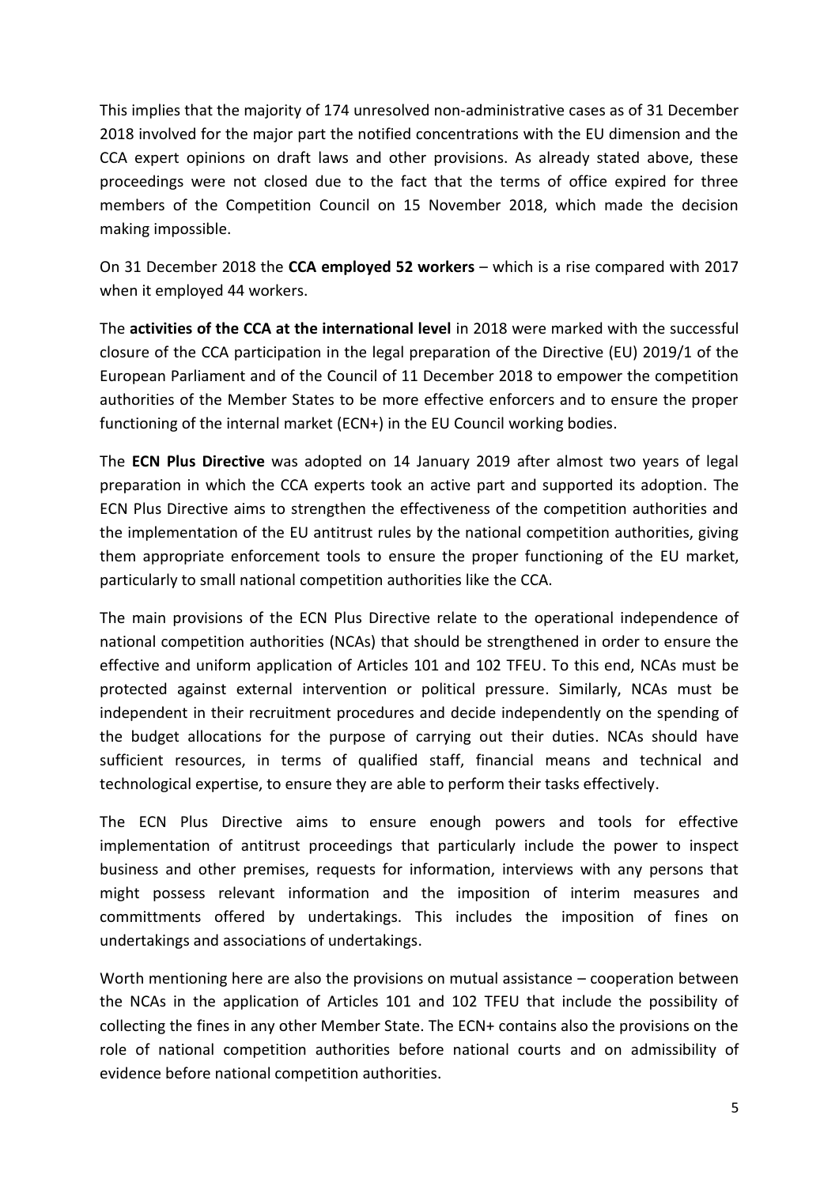This implies that the majority of 174 unresolved non-administrative cases as of 31 December 2018 involved for the major part the notified concentrations with the EU dimension and the CCA expert opinions on draft laws and other provisions. As already stated above, these proceedings were not closed due to the fact that the terms of office expired for three members of the Competition Council on 15 November 2018, which made the decision making impossible.

On 31 December 2018 the **CCA employed 52 workers** – which is a rise compared with 2017 when it employed 44 workers.

The **activities of the CCA at the international level** in 2018 were marked with the successful closure of the CCA participation in the legal preparation of the Directive (EU) 2019/1 of the European Parliament and of the Council of 11 December 2018 to empower the competition authorities of the Member States to be more effective enforcers and to ensure the proper functioning of the internal market (ECN+) in the EU Council working bodies.

The **ECN Plus Directive** was adopted on 14 January 2019 after almost two years of legal preparation in which the CCA experts took an active part and supported its adoption. The ECN Plus Directive aims to strengthen the effectiveness of the competition authorities and the implementation of the EU antitrust rules by the national competition authorities, giving them appropriate enforcement tools to ensure the proper functioning of the EU market, particularly to small national competition authorities like the CCA.

The main provisions of the ECN Plus Directive relate to the operational independence of national competition authorities (NCAs) that should be strengthened in order to ensure the effective and uniform application of Articles 101 and 102 TFEU. To this end, NCAs must be protected against external intervention or political pressure. Similarly, NCAs must be independent in their recruitment procedures and decide independently on the spending of the budget allocations for the purpose of carrying out their duties. NCAs should have sufficient resources, in terms of qualified staff, financial means and technical and technological expertise, to ensure they are able to perform their tasks effectively.

The ECN Plus Directive aims to ensure enough powers and tools for effective implementation of antitrust proceedings that particularly include the power to inspect business and other premises, requests for information, interviews with any persons that might possess relevant information and the imposition of interim measures and committments offered by undertakings. This includes the imposition of fines on undertakings and associations of undertakings.

Worth mentioning here are also the provisions on mutual assistance – cooperation between the NCAs in the application of Articles 101 and 102 TFEU that include the possibility of collecting the fines in any other Member State. The ECN+ contains also the provisions on the role of national competition authorities before national courts and on admissibility of evidence before national competition authorities.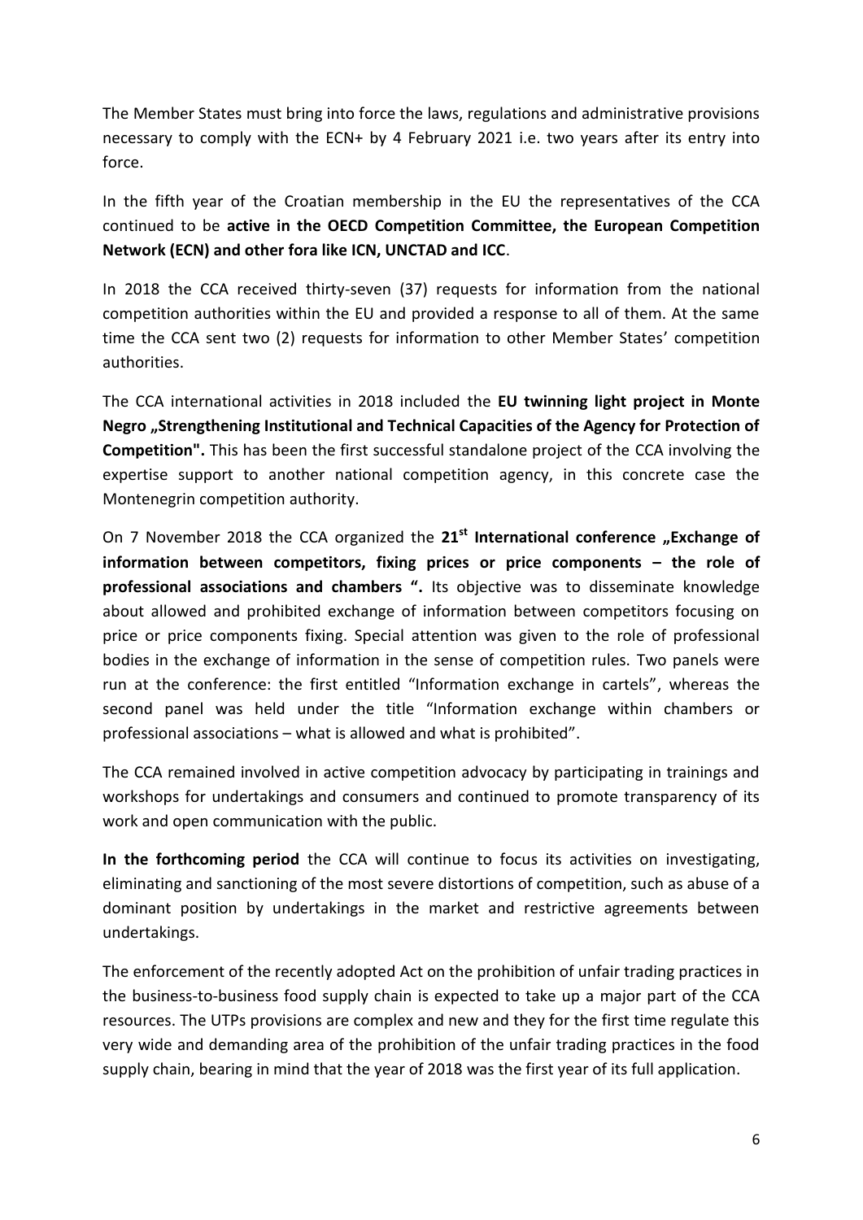The Member States must bring into force the laws, regulations and administrative provisions necessary to comply with the ECN+ by 4 February 2021 i.e. two years after its entry into force.

In the fifth year of the Croatian membership in the EU the representatives of the CCA continued to be **active in the OECD Competition Committee, the European Competition Network (ECN) and other fora like ICN, UNCTAD and ICC**.

In 2018 the CCA received thirty-seven (37) requests for information from the national competition authorities within the EU and provided a response to all of them. At the same time the CCA sent two (2) requests for information to other Member States' competition authorities.

The CCA international activities in 2018 included the **EU twinning light project in Monte Negro „Strengthening Institutional and Technical Capacities of the Agency for Protection of Competition".** This has been the first successful standalone project of the CCA involving the expertise support to another national competition agency, in this concrete case the Montenegrin competition authority.

On 7 November 2018 the CCA organized the **21st International conference „Exchange of information between competitors, fixing prices or price components – the role of professional associations and chambers ".** Its objective was to disseminate knowledge about allowed and prohibited exchange of information between competitors focusing on price or price components fixing. Special attention was given to the role of professional bodies in the exchange of information in the sense of competition rules. Two panels were run at the conference: the first entitled "Information exchange in cartels", whereas the second panel was held under the title "Information exchange within chambers or professional associations – what is allowed and what is prohibited".

The CCA remained involved in active competition advocacy by participating in trainings and workshops for undertakings and consumers and continued to promote transparency of its work and open communication with the public.

**In the forthcoming period** the CCA will continue to focus its activities on investigating, eliminating and sanctioning of the most severe distortions of competition, such as abuse of a dominant position by undertakings in the market and restrictive agreements between undertakings.

The enforcement of the recently adopted Act on the prohibition of unfair trading practices in the business-to-business food supply chain is expected to take up a major part of the CCA resources. The UTPs provisions are complex and new and they for the first time regulate this very wide and demanding area of the prohibition of the unfair trading practices in the food supply chain, bearing in mind that the year of 2018 was the first year of its full application.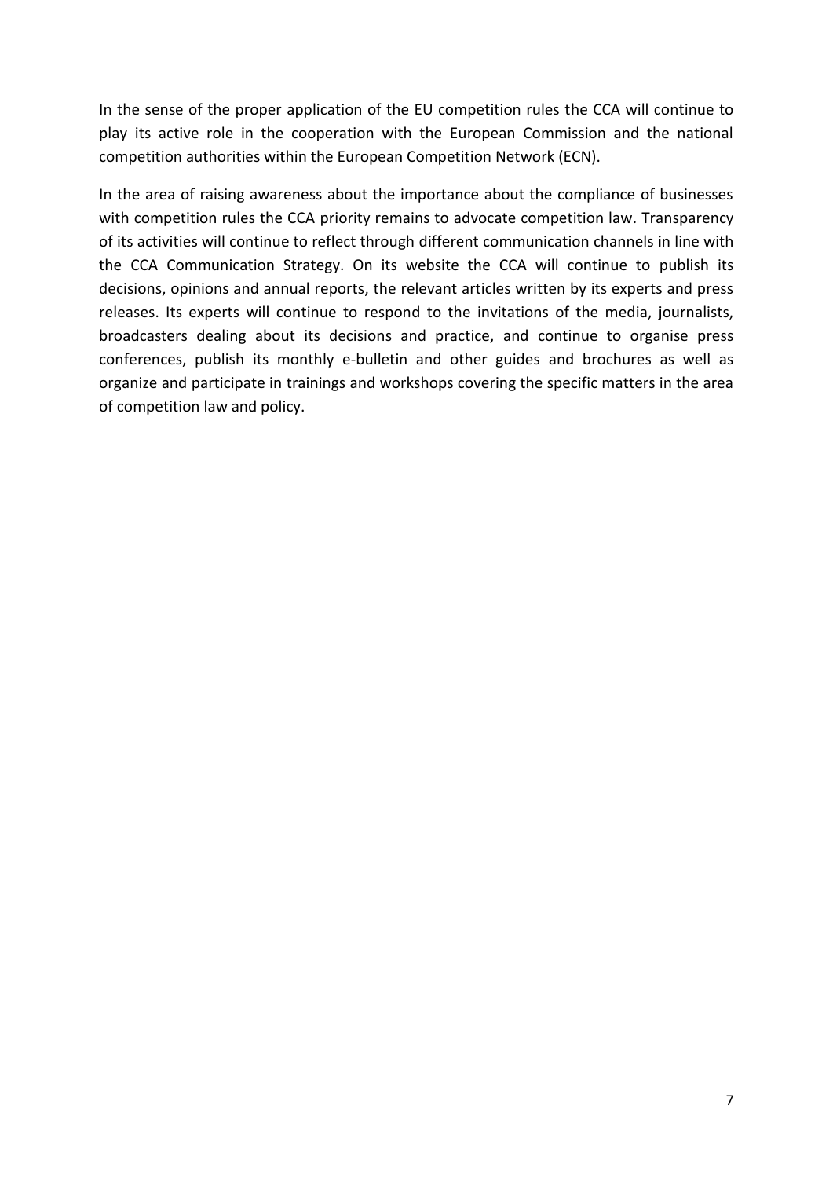In the sense of the proper application of the EU competition rules the CCA will continue to play its active role in the cooperation with the European Commission and the national competition authorities within the European Competition Network (ECN).

In the area of raising awareness about the importance about the compliance of businesses with competition rules the CCA priority remains to advocate competition law. Transparency of its activities will continue to reflect through different communication channels in line with the CCA Communication Strategy. On its website the CCA will continue to publish its decisions, opinions and annual reports, the relevant articles written by its experts and press releases. Its experts will continue to respond to the invitations of the media, journalists, broadcasters dealing about its decisions and practice, and continue to organise press conferences, publish its monthly e-bulletin and other guides and brochures as well as organize and participate in trainings and workshops covering the specific matters in the area of competition law and policy.